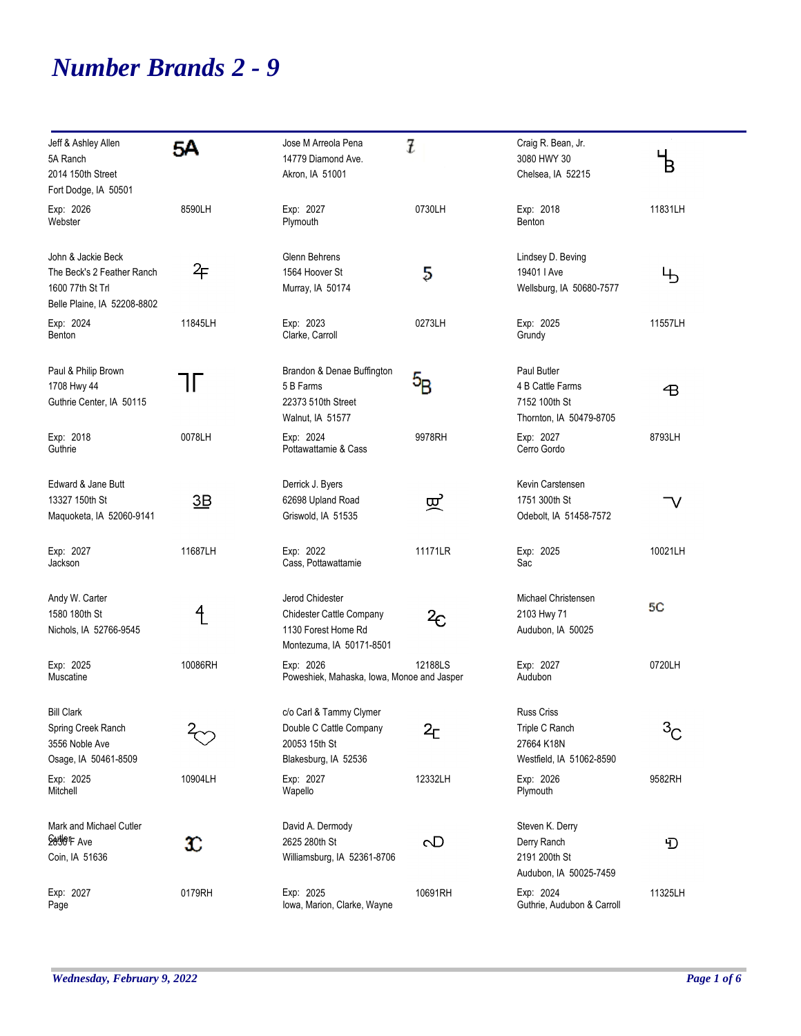# Number Brands 2 - 9

| Owner | Brand | ID | Exp / County |
|---|---|---|---|
| Jeff & Ashley Allen<br>5A Ranch<br>2014 150th Street<br>Fort Dodge, IA 50501 | 5A | 8590LH | Exp: 2026<br>Webster |
| Jose M Arreola Pena<br>14779 Diamond Ave.<br>Akron, IA 51001 | 7 | 0730LH | Exp: 2027<br>Plymouth |
| Craig R. Bean, Jr.<br>3080 HWY 30<br>Chelsea, IA 52215 | 4B | 11831LH | Exp: 2018<br>Benton |
| John & Jackie Beck<br>The Beck's 2 Feather Ranch<br>1600 77th St Trl<br>Belle Plaine, IA 52208-8802 | 2F | 11845LH | Exp: 2024<br>Benton |
| Glenn Behrens<br>1564 Hoover St<br>Murray, IA 50174 | 5 | 0273LH | Exp: 2023<br>Clarke, Carroll |
| Lindsey D. Beving<br>19401 I Ave<br>Wellsburg, IA 50680-7577 | 4b | 11557LH | Exp: 2025<br>Grundy |
| Paul & Philip Brown<br>1708 Hwy 44<br>Guthrie Center, IA 50115 | 7F | 0078LH | Exp: 2018<br>Guthrie |
| Brandon & Denae Buffington<br>5 B Farms<br>22373 510th Street<br>Walnut, IA 51577 | 5B | 9978RH | Exp: 2024<br>Pottawattamie & Cass |
| Paul Butler<br>4 B Cattle Farms<br>7152 100th St<br>Thornton, IA 50479-8705 | 4B | 8793LH | Exp: 2027<br>Cerro Gordo |
| Edward & Jane Butt<br>13327 150th St<br>Maquoketa, IA 52060-9141 | 3B | 11687LH | Exp: 2027<br>Jackson |
| Derrick J. Byers<br>62698 Upland Road<br>Griswold, IA 51535 | | 11171LR | Exp: 2022<br>Cass, Pottawattamie |
| Kevin Carstensen<br>1751 300th St<br>Odebolt, IA 51458-7572 | 7V | 10021LH | Exp: 2025<br>Sac |
| Andy W. Carter<br>1580 180th St<br>Nichols, IA 52766-9545 | 4L | 10086RH | Exp: 2025<br>Muscatine |
| Jerod Chidester<br>Chidester Cattle Company<br>1130 Forest Home Rd<br>Montezuma, IA 50171-8501 | 2C | 12188LS | Exp: 2026<br>Poweshiek, Mahaska, Iowa, Monoe and Jasper |
| Michael Christensen<br>2103 Hwy 71<br>Audubon, IA 50025 | 5C | 0720LH | Exp: 2027<br>Audubon |
| Bill Clark<br>Spring Creek Ranch<br>3556 Noble Ave<br>Osage, IA 50461-8509 | 2 (heart) | 10904LH | Exp: 2025<br>Mitchell |
| c/o Carl & Tammy Clymer<br>Double C Cattle Company<br>20053 15th St<br>Blakesburg, IA 52536 | 2C | 12332LH | Exp: 2027<br>Wapello |
| Russ Criss<br>Triple C Ranch<br>27664 K18N<br>Westfield, IA 51062-8590 | 3C | 9582RH | Exp: 2026<br>Plymouth |
| Mark and Michael Cutler<br>Cutler<br>2830 F Ave<br>Coin, IA 51636 | 3C | 0179RH | Exp: 2027<br>Page |
| David A. Dermody<br>2625 280th St<br>Williamsburg, IA 52361-8706 | 2D | 10691RH | Exp: 2025<br>Iowa, Marion, Clarke, Wayne |
| Steven K. Derry<br>Derry Ranch<br>2191 200th St<br>Audubon, IA 50025-7459 | 4D | 11325LH | Exp: 2024<br>Guthrie, Audubon & Carroll |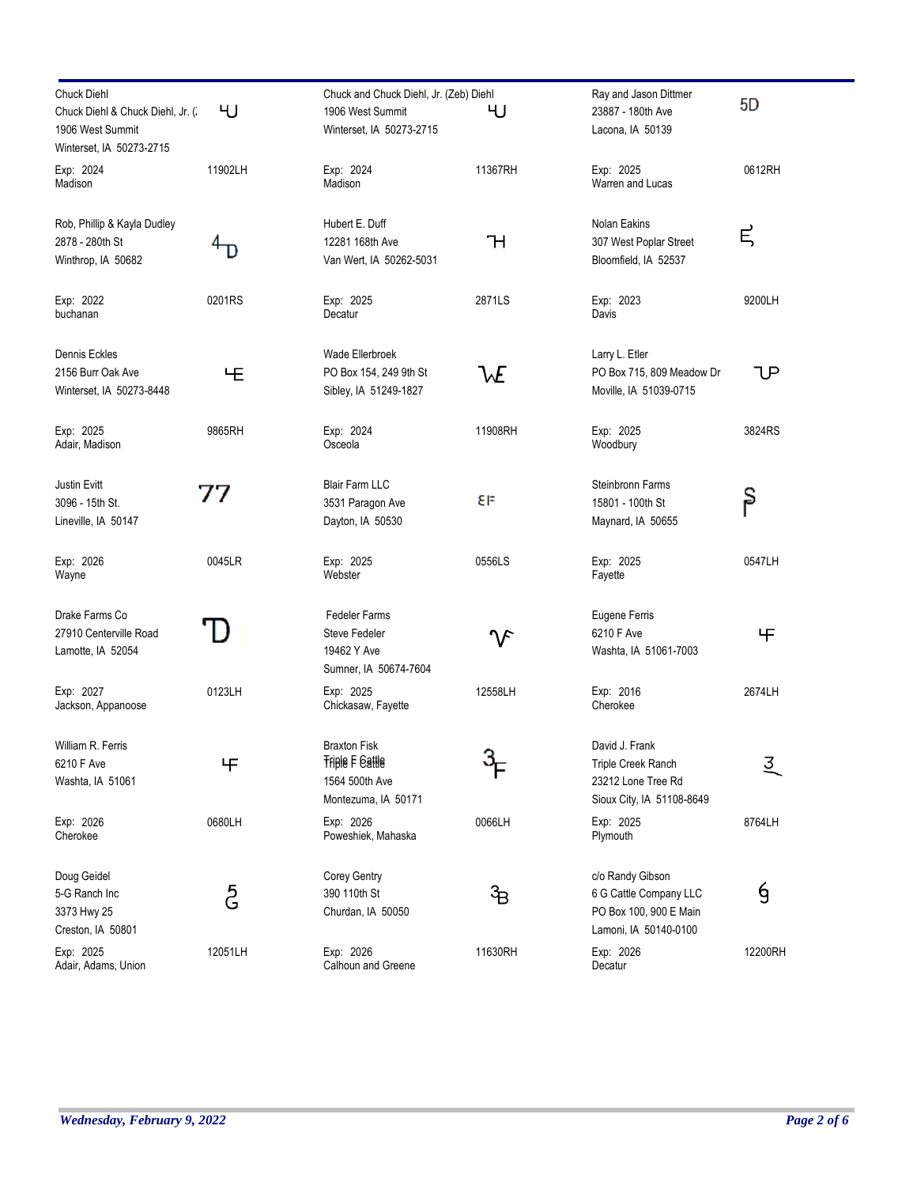Chuck Diehl
Chuck Diehl & Chuck Diehl, Jr. (
1906 West Summit
Winterset, IA 50273-2715
Exp: 2024 — 11902LH
Madison

Chuck and Chuck Diehl, Jr. (Zeb) Diehl
1906 West Summit
Winterset, IA 50273-2715
Exp: 2024 — 11367RH
Madison

Ray and Jason Dittmer
23887 - 180th Ave
Lacona, IA 50139
Exp: 2025 — 0612RH
Warren and Lucas

Rob, Phillip & Kayla Dudley
2878 - 280th St
Winthrop, IA 50682
Exp: 2022 — 0201RS
buchanan

Hubert E. Duff
12281 168th Ave
Van Wert, IA 50262-5031
Exp: 2025 — 2871LS
Decatur

Nolan Eakins
307 West Poplar Street
Bloomfield, IA 52537
Exp: 2023 — 9200LH
Davis

Dennis Eckles
2156 Burr Oak Ave
Winterset, IA 50273-8448
Exp: 2025 — 9865RH
Adair, Madison

Wade Ellerbroek
PO Box 154, 249 9th St
Sibley, IA 51249-1827
Exp: 2024 — 11908RH
Osceola

Larry L. Etler
PO Box 715, 809 Meadow Dr
Moville, IA 51039-0715
Exp: 2025 — 3824RS
Woodbury

Justin Evitt
3096 - 15th St.
Lineville, IA 50147
Exp: 2026 — 0045LR
Wayne

Blair Farm LLC
3531 Paragon Ave
Dayton, IA 50530
Exp: 2025 — 0556LS
Webster

Steinbronn Farms
15801 - 100th St
Maynard, IA 50655
Exp: 2025 — 0547LH
Fayette

Drake Farms Co
27910 Centerville Road
Lamotte, IA 52054
Exp: 2027 — 0123LH
Jackson, Appanoose

Fedeler Farms
Steve Fedeler
19462 Y Ave
Sumner, IA 50674-7604
Exp: 2025 — 12558LH
Chickasaw, Fayette

Eugene Ferris
6210 F Ave
Washta, IA 51061-7003
Exp: 2016 — 2674LH
Cherokee

William R. Ferris
6210 F Ave
Washta, IA 51061
Exp: 2026 — 0680LH
Cherokee

Braxton Fisk
Triple F Cattle
1564 500th Ave
Montezuma, IA 50171
Exp: 2026 — 0066LH
Poweshiek, Mahaska

David J. Frank
Triple Creek Ranch
23212 Lone Tree Rd
Sioux City, IA 51108-8649
Exp: 2025 — 8764LH
Plymouth

Doug Geidel
5-G Ranch Inc
3373 Hwy 25
Creston, IA 50801
Exp: 2025 — 12051LH
Adair, Adams, Union

Corey Gentry
390 110th St
Churdan, IA 50050
Exp: 2026 — 11630RH
Calhoun and Greene

c/o Randy Gibson
6 G Cattle Company LLC
PO Box 100, 900 E Main
Lamoni, IA 50140-0100
Exp: 2026 — 12200RH
Decatur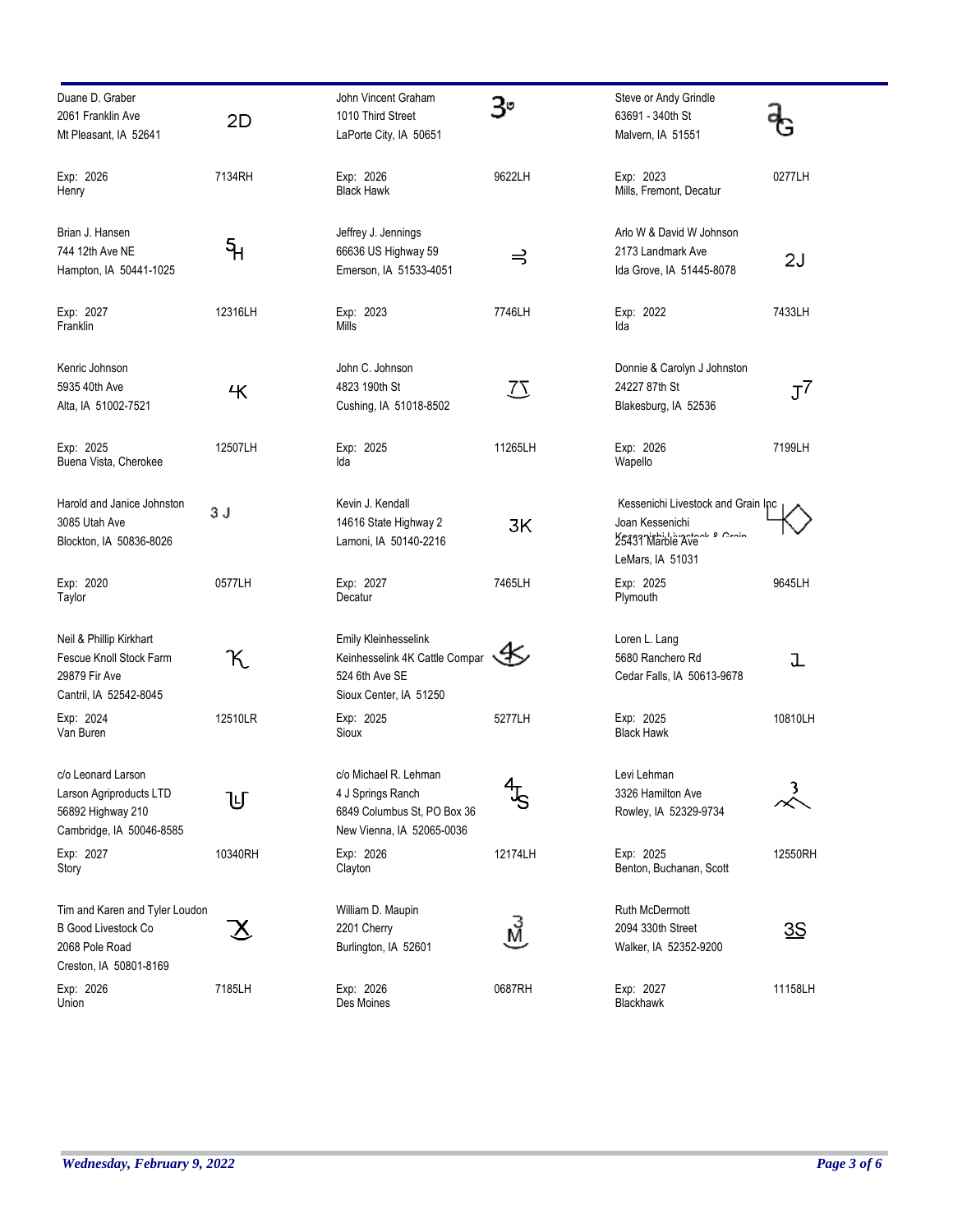Duane D. Graber
2061 Franklin Ave
Mt Pleasant, IA 52641

2D

Exp: 2026
Henry

7134RH

John Vincent Graham
1010 Third Street
LaPorte City, IA 50651

Exp: 2026
Black Hawk

9622LH

Steve or Andy Grindle
63691 - 340th St
Malvern, IA 51551

Exp: 2023
Mills, Fremont, Decatur

0277LH

Brian J. Hansen
744 12th Ave NE
Hampton, IA 50441-1025

Exp: 2027
Franklin

12316LH

Jeffrey J. Jennings
66636 US Highway 59
Emerson, IA 51533-4051

Exp: 2023
Mills

7746LH

Arlo W & David W Johnson
2173 Landmark Ave
Ida Grove, IA 51445-8078

2J

Exp: 2022
Ida

7433LH

Kenric Johnson
5935 40th Ave
Alta, IA 51002-7521

Exp: 2025
Buena Vista, Cherokee

12507LH

John C. Johnson
4823 190th St
Cushing, IA 51018-8502

Exp: 2025
Ida

11265LH

Donnie & Carolyn J Johnston
24227 87th St
Blakesburg, IA 52536

Exp: 2026
Wapello

7199LH

Harold and Janice Johnston
3085 Utah Ave
Blockton, IA 50836-8026

3 J

Exp: 2020
Taylor

0577LH

Kevin J. Kendall
14616 State Highway 2
Lamoni, IA 50140-2216

3K

Exp: 2027
Decatur

7465LH

Kessenichi Livestock and Grain Inc
Joan Kessenichi
25431 Marble Ave
LeMars, IA 51031

Exp: 2025
Plymouth

9645LH

Neil & Phillip Kirkhart
Fescue Knoll Stock Farm
29879 Fir Ave
Cantril, IA 52542-8045

Exp: 2024
Van Buren

12510LR

Emily Kleinhesselink
Keinhesselink 4K Cattle Compar
524 6th Ave SE
Sioux Center, IA 51250

Exp: 2025
Sioux

5277LH

Loren L. Lang
5680 Ranchero Rd
Cedar Falls, IA 50613-9678

Exp: 2025
Black Hawk

10810LH

c/o Leonard Larson
Larson Agriproducts LTD
56892 Highway 210
Cambridge, IA 50046-8585

Exp: 2027
Story

10340RH

c/o Michael R. Lehman
4 J Springs Ranch
6849 Columbus St, PO Box 36
New Vienna, IA 52065-0036

Exp: 2026
Clayton

12174LH

Levi Lehman
3326 Hamilton Ave
Rowley, IA 52329-9734

Exp: 2025
Benton, Buchanan, Scott

12550RH

Tim and Karen and Tyler Loudon
B Good Livestock Co
2068 Pole Road
Creston, IA 50801-8169

Exp: 2026
Union

7185LH

William D. Maupin
2201 Cherry
Burlington, IA 52601

Exp: 2026
Des Moines

0687RH

Ruth McDermott
2094 330th Street
Walker, IA 52352-9200

3S

Exp: 2027
Blackhawk

11158LH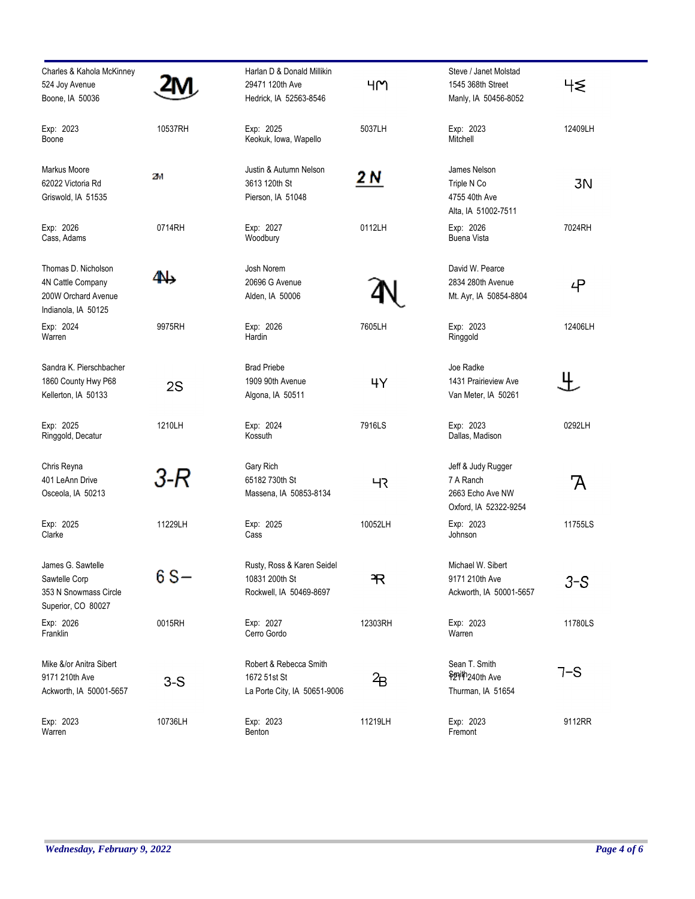| Owner | Brand | Owner | Brand | Owner | Brand |
|---|---|---|---|---|---|
| Charles & Kahola McKinney<br>524 Joy Avenue<br>Boone, IA 50036 | 2M | Harlan D & Donald Millikin<br>29471 120th Ave<br>Hedrick, IA 52563-8546 | 4M | Steve / Janet Molstad<br>1545 368th Street<br>Manly, IA 50456-8052 | 4≶ |
| Exp: 2023<br>Boone | 10537RH | Exp: 2025<br>Keokuk, Iowa, Wapello | 5037LH | Exp: 2023<br>Mitchell | 12409LH |
| Markus Moore<br>62022 Victoria Rd<br>Griswold, IA 51535 | 2M | Justin & Autumn Nelson<br>3613 120th St<br>Pierson, IA 51048 | 2 N | James Nelson<br>Triple N Co<br>4755 40th Ave<br>Alta, IA 51002-7511 | 3N |
| Exp: 2026<br>Cass, Adams | 0714RH | Exp: 2027<br>Woodbury | 0112LH | Exp: 2026<br>Buena Vista | 7024RH |
| Thomas D. Nicholson<br>4N Cattle Company<br>200W Orchard Avenue<br>Indianola, IA 50125 | 4N→ | Josh Norem<br>20696 G Avenue<br>Alden, IA 50006 | 4N | David W. Pearce<br>2834 280th Avenue<br>Mt. Ayr, IA 50854-8804 | 4P |
| Exp: 2024<br>Warren | 9975RH | Exp: 2026<br>Hardin | 7605LH | Exp: 2023<br>Ringgold | 12406LH |
| Sandra K. Pierschbacher<br>1860 County Hwy P68<br>Kellerton, IA 50133 | 2S | Brad Priebe<br>1909 90th Avenue<br>Algona, IA 50511 | 4Y | Joe Radke<br>1431 Prairieview Ave<br>Van Meter, IA 50261 | 4 |
| Exp: 2025<br>Ringgold, Decatur | 1210LH | Exp: 2024<br>Kossuth | 7916LS | Exp: 2023<br>Dallas, Madison | 0292LH |
| Chris Reyna<br>401 LeAnn Drive<br>Osceola, IA 50213 | 3-R | Gary Rich<br>65182 730th St<br>Massena, IA 50853-8134 | 4R | Jeff & Judy Rugger<br>7 A Ranch<br>2663 Echo Ave NW<br>Oxford, IA 52322-9254 | 7A |
| Exp: 2025<br>Clarke | 11229LH | Exp: 2025<br>Cass | 10052LH | Exp: 2023<br>Johnson | 11755LS |
| James G. Sawtelle<br>Sawtelle Corp<br>353 N Snowmass Circle<br>Superior, CO 80027 | 6 S– | Rusty, Ross & Karen Seidel<br>10831 200th St<br>Rockwell, IA 50469-8697 | 3R | Michael W. Sibert<br>9171 210th Ave<br>Ackworth, IA 50001-5657 | 3-S |
| Exp: 2026<br>Franklin | 0015RH | Exp: 2027<br>Cerro Gordo | 12303RH | Exp: 2023<br>Warren | 11780LS |
| Mike &/or Anitra Sibert<br>9171 210th Ave<br>Ackworth, IA 50001-5657 | 3-S | Robert & Rebecca Smith<br>1672 51st St<br>La Porte City, IA 50651-9006 | 2B | Sean T. Smith<br>Smith<br>1211 240th Ave<br>Thurman, IA 51654 | 7–S |
| Exp: 2023<br>Warren | 10736LH | Exp: 2023<br>Benton | 11219LH | Exp: 2023<br>Fremont | 9112RR |

*Wednesday, February 9, 2022*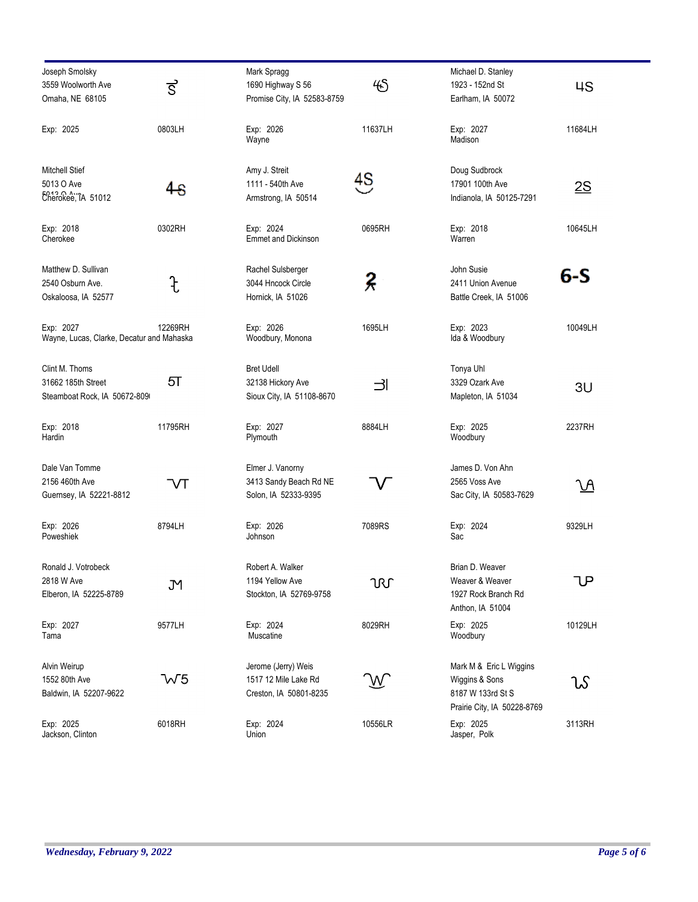| Name / Address | Brand | Exp / Counties | Location |
|---|---|---|---|
| Joseph Smolsky<br>3559 Woolworth Ave<br>Omaha, NE 68105 | S | Exp: 2025 | 0803LH |
| Mark Spragg<br>1690 Highway S 56<br>Promise City, IA 52583-8759 | 4S | Exp: 2026<br>Wayne | 11637LH |
| Michael D. Stanley<br>1923 - 152nd St<br>Earlham, IA 50072 | 4S | Exp: 2027<br>Madison | 11684LH |
| Mitchell Stief<br>5013 O Ave<br>Cherokee, IA 51012 | 4S | Exp: 2018<br>Cherokee | 0302RH |
| Amy J. Streit<br>1111 - 540th Ave<br>Armstrong, IA 50514 | 4S | Exp: 2024<br>Emmet and Dickinson | 0695RH |
| Doug Sudbrock<br>17901 100th Ave<br>Indianola, IA 50125-7291 | 2S | Exp: 2018<br>Warren | 10645LH |
| Matthew D. Sullivan<br>2540 Osburn Ave.<br>Oskaloosa, IA 52577 | | Exp: 2027<br>Wayne, Lucas, Clarke, Decatur and Mahaska | 12269RH |
| Rachel Sulsberger<br>3044 Hncock Circle<br>Hornick, IA 51026 | 2 | Exp: 2026<br>Woodbury, Monona | 1695LH |
| John Susie<br>2411 Union Avenue<br>Battle Creek, IA 51006 | 6-S | Exp: 2023<br>Ida & Woodbury | 10049LH |
| Clint M. Thoms<br>31662 185th Street<br>Steamboat Rock, IA 50672-809 | 5T | Exp: 2018<br>Hardin | 11795RH |
| Bret Udell<br>32138 Hickory Ave<br>Sioux City, IA 51108-8670 | EI | Exp: 2027<br>Plymouth | 8884LH |
| Tonya Uhl<br>3329 Ozark Ave<br>Mapleton, IA 51034 | 3U | Exp: 2025<br>Woodbury | 2237RH |
| Dale Van Tomme<br>2156 460th Ave<br>Guernsey, IA 52221-8812 | VT | Exp: 2026<br>Poweshiek | 8794LH |
| Elmer J. Vanorny<br>3413 Sandy Beach Rd NE<br>Solon, IA 52333-9395 | V | Exp: 2026<br>Johnson | 7089RS |
| James D. Von Ahn<br>2565 Voss Ave<br>Sac City, IA 50583-7629 | VA | Exp: 2024<br>Sac | 9329LH |
| Ronald J. Votrobeck<br>2818 W Ave<br>Elberon, IA 52225-8789 | JM | Exp: 2027<br>Tama | 9577LH |
| Robert A. Walker<br>1194 Yellow Ave<br>Stockton, IA 52769-9758 | WS | Exp: 2024<br>Muscatine | 8029RH |
| Brian D. Weaver<br>Weaver & Weaver<br>1927 Rock Branch Rd<br>Anthon, IA 51004 | UP | Exp: 2025<br>Woodbury | 10129LH |
| Alvin Weirup<br>1552 80th Ave<br>Baldwin, IA 52207-9622 | W5 | Exp: 2025<br>Jackson, Clinton | 6018RH |
| Jerome (Jerry) Weis<br>1517 12 Mile Lake Rd<br>Creston, IA 50801-8235 | W | Exp: 2024<br>Union | 10556LR |
| Mark M & Eric L Wiggins<br>Wiggins & Sons<br>8187 W 133rd St S<br>Prairie City, IA 50228-8769 | WS | Exp: 2025<br>Jasper, Polk | 3113RH |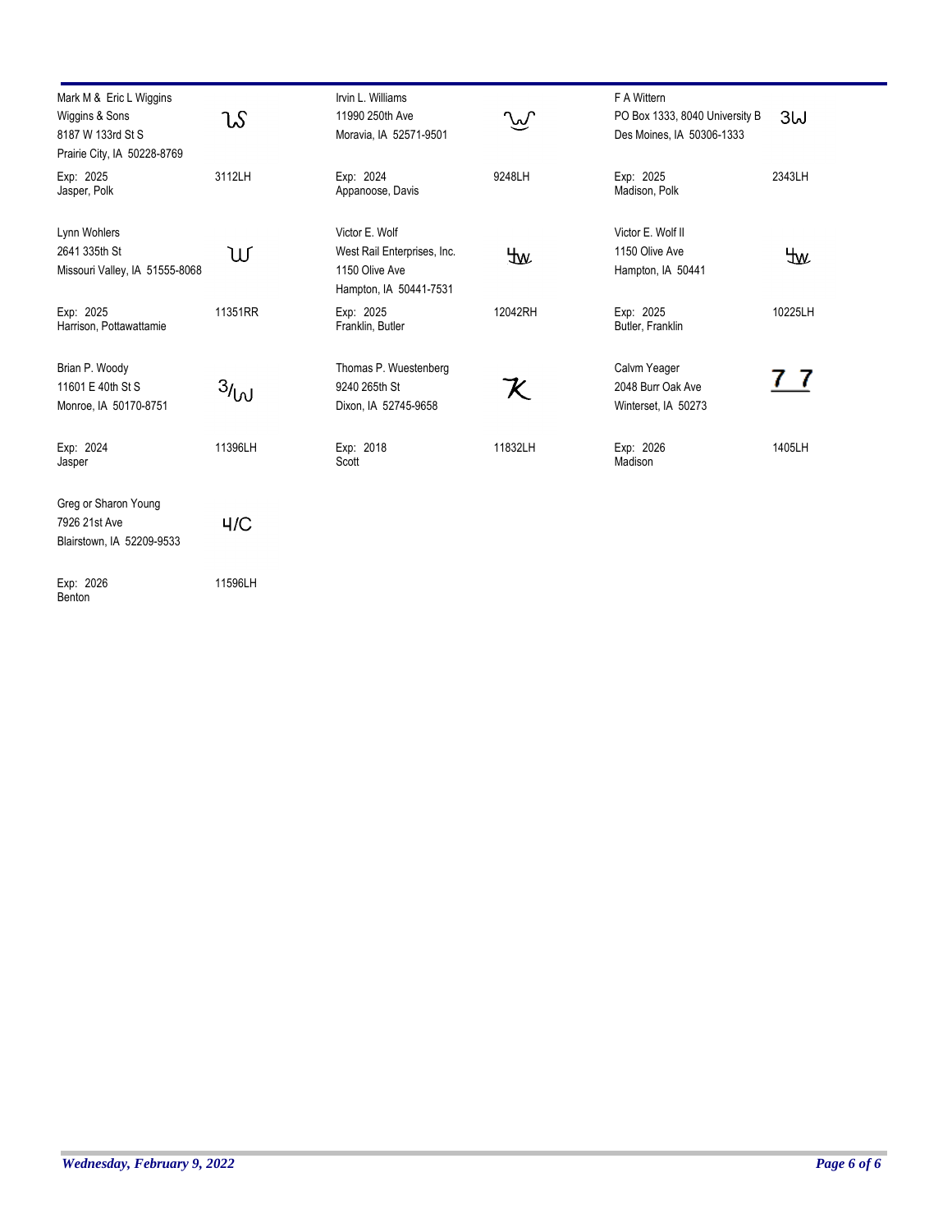Mark M & Eric L Wiggins
Wiggins & Sons
8187 W 133rd St S
Prairie City, IA 50228-8769

Exp: 2025 — 3112LH
Jasper, Polk

Irvin L. Williams
11990 250th Ave
Moravia, IA 52571-9501

Exp: 2024 — 9248LH
Appanoose, Davis

F A Wittern
PO Box 1333, 8040 University B
Des Moines, IA 50306-1333

Exp: 2025 — 2343LH
Madison, Polk

Lynn Wohlers
2641 335th St
Missouri Valley, IA 51555-8068

Exp: 2025 — 11351RR
Harrison, Pottawattamie

Victor E. Wolf
West Rail Enterprises, Inc.
1150 Olive Ave
Hampton, IA 50441-7531

Exp: 2025 — 12042RH
Franklin, Butler

Victor E. Wolf II
1150 Olive Ave
Hampton, IA 50441

Exp: 2025 — 10225LH
Butler, Franklin

Brian P. Woody
11601 E 40th St S
Monroe, IA 50170-8751

Exp: 2024 — 11396LH
Jasper

Thomas P. Wuestenberg
9240 265th St
Dixon, IA 52745-9658

Exp: 2018 — 11832LH
Scott

Calvm Yeager
2048 Burr Oak Ave
Winterset, IA 50273

Exp: 2026 — 1405LH
Madison

Greg or Sharon Young
7926 21st Ave
Blairstown, IA 52209-9533

Exp: 2026 — 11596LH
Benton